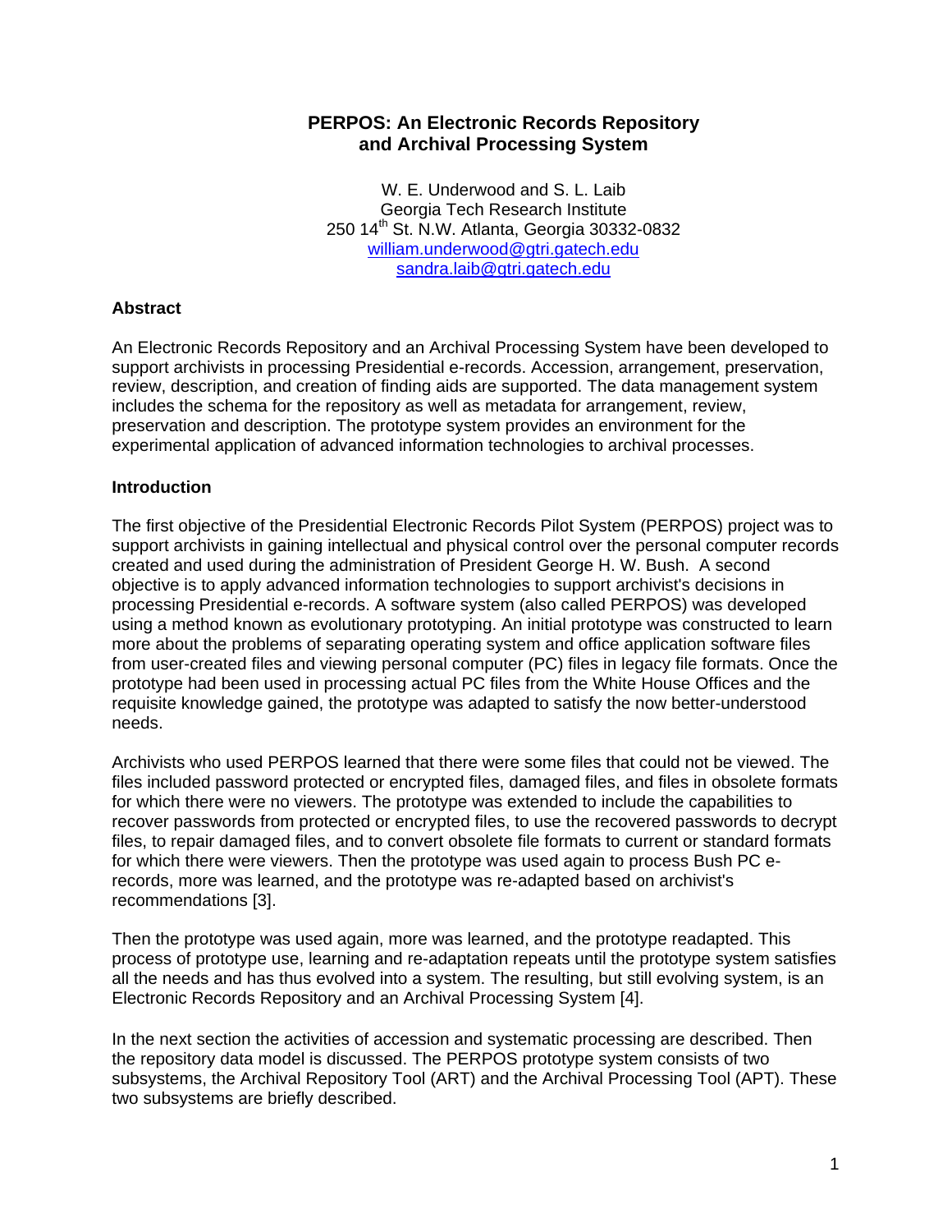# PERPOS: An Electronic Records Repository and Archival Processing System

W. E. Underwood and S. L. Laib
Georgia Tech Research Institute
250 14th St. N.W. Atlanta, Georgia 30332-0832
william.underwood@gtri.gatech.edu
sandra.laib@gtri.gatech.edu

## Abstract

An Electronic Records Repository and an Archival Processing System have been developed to support archivists in processing Presidential e-records. Accession, arrangement, preservation, review, description, and creation of finding aids are supported. The data management system includes the schema for the repository as well as metadata for arrangement, review, preservation and description. The prototype system provides an environment for the experimental application of advanced information technologies to archival processes.

## Introduction

The first objective of the Presidential Electronic Records Pilot System (PERPOS) project was to support archivists in gaining intellectual and physical control over the personal computer records created and used during the administration of President George H. W. Bush. A second objective is to apply advanced information technologies to support archivist's decisions in processing Presidential e-records. A software system (also called PERPOS) was developed using a method known as evolutionary prototyping. An initial prototype was constructed to learn more about the problems of separating operating system and office application software files from user-created files and viewing personal computer (PC) files in legacy file formats. Once the prototype had been used in processing actual PC files from the White House Offices and the requisite knowledge gained, the prototype was adapted to satisfy the now better-understood needs.

Archivists who used PERPOS learned that there were some files that could not be viewed. The files included password protected or encrypted files, damaged files, and files in obsolete formats for which there were no viewers. The prototype was extended to include the capabilities to recover passwords from protected or encrypted files, to use the recovered passwords to decrypt files, to repair damaged files, and to convert obsolete file formats to current or standard formats for which there were viewers. Then the prototype was used again to process Bush PC e-records, more was learned, and the prototype was re-adapted based on archivist's recommendations [3].

Then the prototype was used again, more was learned, and the prototype readapted. This process of prototype use, learning and re-adaptation repeats until the prototype system satisfies all the needs and has thus evolved into a system. The resulting, but still evolving system, is an Electronic Records Repository and an Archival Processing System [4].

In the next section the activities of accession and systematic processing are described. Then the repository data model is discussed. The PERPOS prototype system consists of two subsystems, the Archival Repository Tool (ART) and the Archival Processing Tool (APT). These two subsystems are briefly described.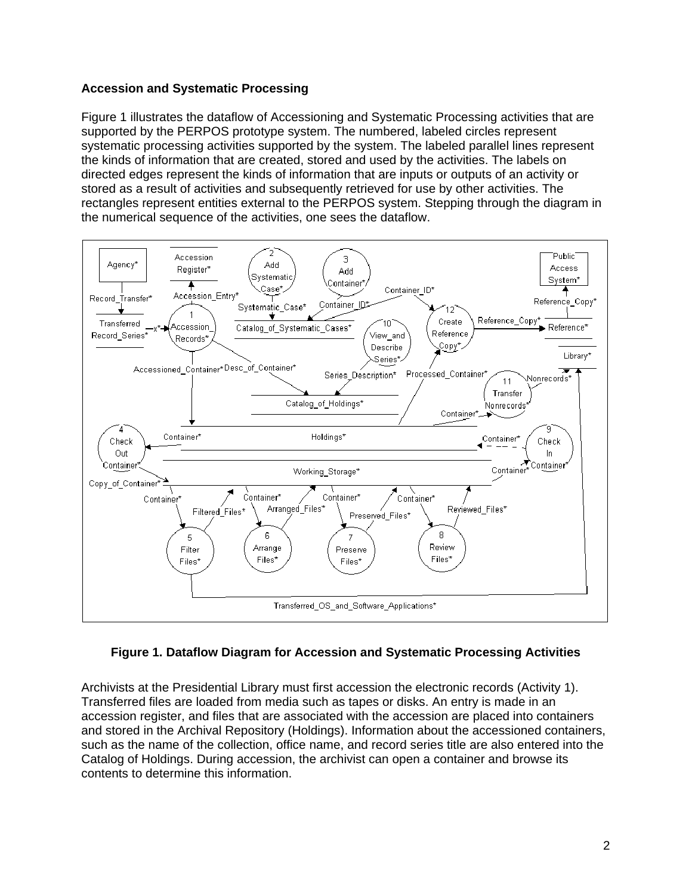**Accession and Systematic Processing**

Figure 1 illustrates the dataflow of Accessioning and Systematic Processing activities that are supported by the PERPOS prototype system. The numbered, labeled circles represent systematic processing activities supported by the system. The labeled parallel lines represent the kinds of information that are created, stored and used by the activities. The labels on directed edges represent the kinds of information that are inputs or outputs of an activity or stored as a result of activities and subsequently retrieved for use by other activities. The rectangles represent entities external to the PERPOS system. Stepping through the diagram in the numerical sequence of the activities, one sees the dataflow.

**Figure 1. Dataflow Diagram for Accession and Systematic Processing Activities**

Archivists at the Presidential Library must first accession the electronic records (Activity 1). Transferred files are loaded from media such as tapes or disks. An entry is made in an accession register, and files that are associated with the accession are placed into containers and stored in the Archival Repository (Holdings). Information about the accessioned containers, such as the name of the collection, office name, and record series title are also entered into the Catalog of Holdings. During accession, the archivist can open a container and browse its contents to determine this information.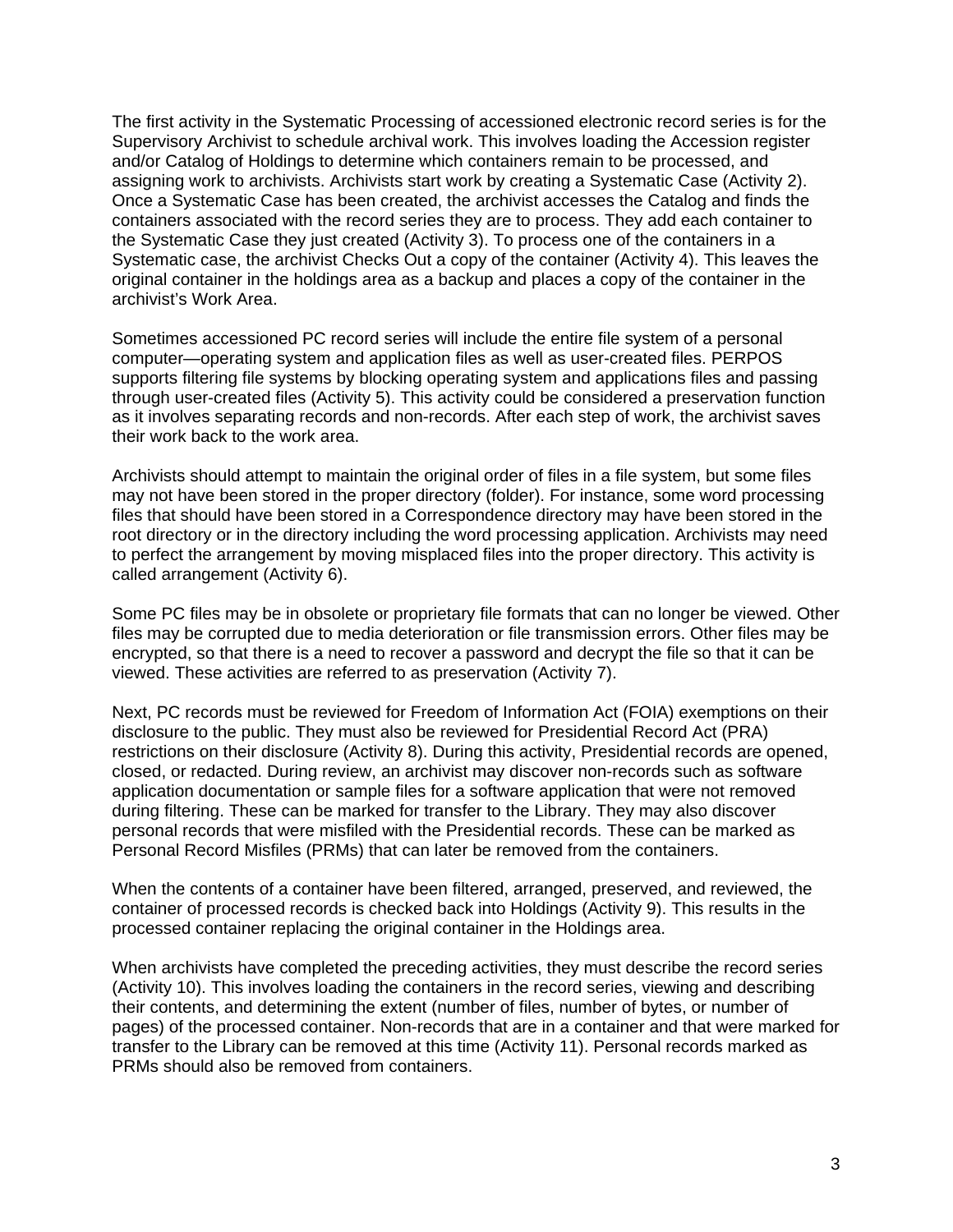The first activity in the Systematic Processing of accessioned electronic record series is for the Supervisory Archivist to schedule archival work. This involves loading the Accession register and/or Catalog of Holdings to determine which containers remain to be processed, and assigning work to archivists. Archivists start work by creating a Systematic Case (Activity 2). Once a Systematic Case has been created, the archivist accesses the Catalog and finds the containers associated with the record series they are to process. They add each container to the Systematic Case they just created (Activity 3). To process one of the containers in a Systematic case, the archivist Checks Out a copy of the container (Activity 4). This leaves the original container in the holdings area as a backup and places a copy of the container in the archivist's Work Area.

Sometimes accessioned PC record series will include the entire file system of a personal computer—operating system and application files as well as user-created files. PERPOS supports filtering file systems by blocking operating system and applications files and passing through user-created files (Activity 5). This activity could be considered a preservation function as it involves separating records and non-records. After each step of work, the archivist saves their work back to the work area.

Archivists should attempt to maintain the original order of files in a file system, but some files may not have been stored in the proper directory (folder). For instance, some word processing files that should have been stored in a Correspondence directory may have been stored in the root directory or in the directory including the word processing application. Archivists may need to perfect the arrangement by moving misplaced files into the proper directory. This activity is called arrangement (Activity 6).

Some PC files may be in obsolete or proprietary file formats that can no longer be viewed. Other files may be corrupted due to media deterioration or file transmission errors. Other files may be encrypted, so that there is a need to recover a password and decrypt the file so that it can be viewed. These activities are referred to as preservation (Activity 7).

Next, PC records must be reviewed for Freedom of Information Act (FOIA) exemptions on their disclosure to the public. They must also be reviewed for Presidential Record Act (PRA) restrictions on their disclosure (Activity 8). During this activity, Presidential records are opened, closed, or redacted. During review, an archivist may discover non-records such as software application documentation or sample files for a software application that were not removed during filtering. These can be marked for transfer to the Library. They may also discover personal records that were misfiled with the Presidential records. These can be marked as Personal Record Misfiles (PRMs) that can later be removed from the containers.

When the contents of a container have been filtered, arranged, preserved, and reviewed, the container of processed records is checked back into Holdings (Activity 9). This results in the processed container replacing the original container in the Holdings area.

When archivists have completed the preceding activities, they must describe the record series (Activity 10). This involves loading the containers in the record series, viewing and describing their contents, and determining the extent (number of files, number of bytes, or number of pages) of the processed container. Non-records that are in a container and that were marked for transfer to the Library can be removed at this time (Activity 11). Personal records marked as PRMs should also be removed from containers.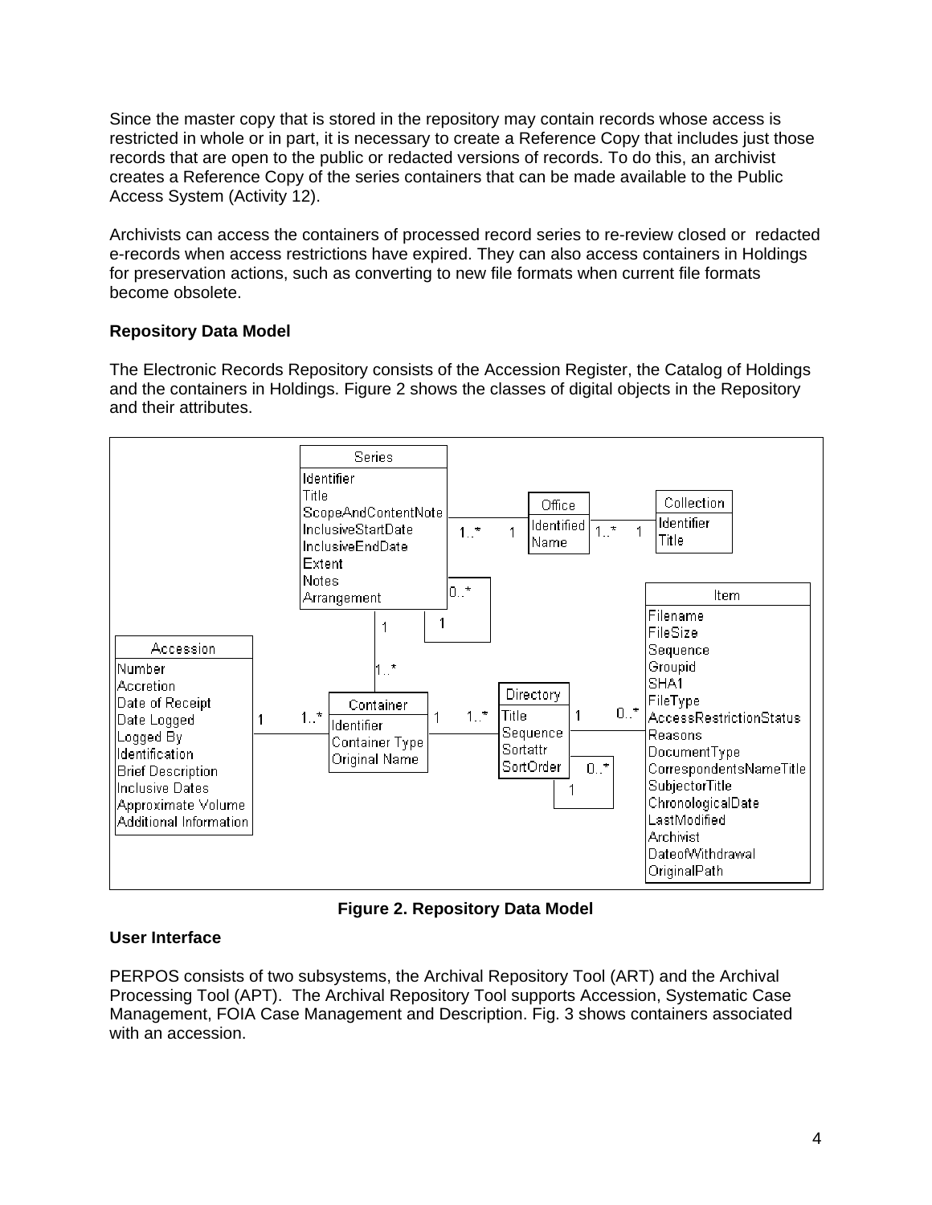Since the master copy that is stored in the repository may contain records whose access is restricted in whole or in part, it is necessary to create a Reference Copy that includes just those records that are open to the public or redacted versions of records. To do this, an archivist creates a Reference Copy of the series containers that can be made available to the Public Access System (Activity 12).

Archivists can access the containers of processed record series to re-review closed or redacted e-records when access restrictions have expired. They can also access containers in Holdings for preservation actions, such as converting to new file formats when current file formats become obsolete.

**Repository Data Model**

The Electronic Records Repository consists of the Accession Register, the Catalog of Holdings and the containers in Holdings. Figure 2 shows the classes of digital objects in the Repository and their attributes.

**Figure 2. Repository Data Model**

**User Interface**

PERPOS consists of two subsystems, the Archival Repository Tool (ART) and the Archival Processing Tool (APT). The Archival Repository Tool supports Accession, Systematic Case Management, FOIA Case Management and Description. Fig. 3 shows containers associated with an accession.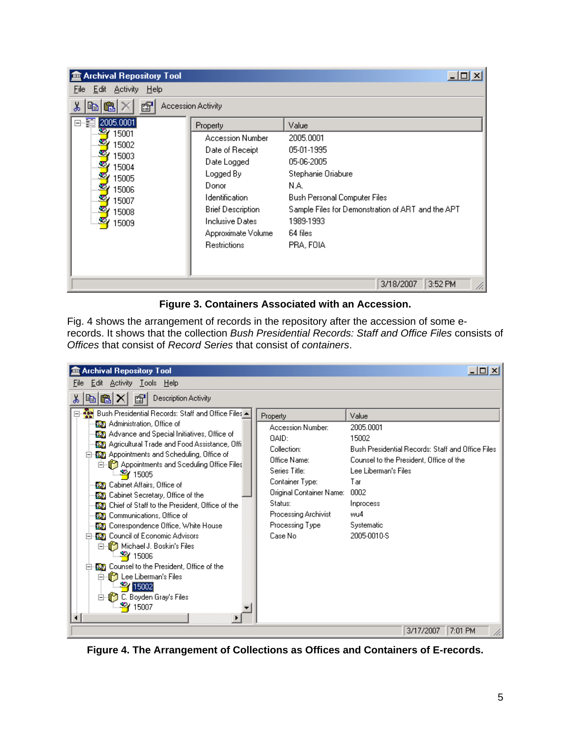**Figure 3. Containers Associated with an Accession.**

Fig. 4 shows the arrangement of records in the repository after the accession of some e-records. It shows that the collection *Bush Presidential Records: Staff and Office Files* consists of *Offices* that consist of *Record Series* that consist of *containers*.

**Figure 4. The Arrangement of Collections as Offices and Containers of E-records.**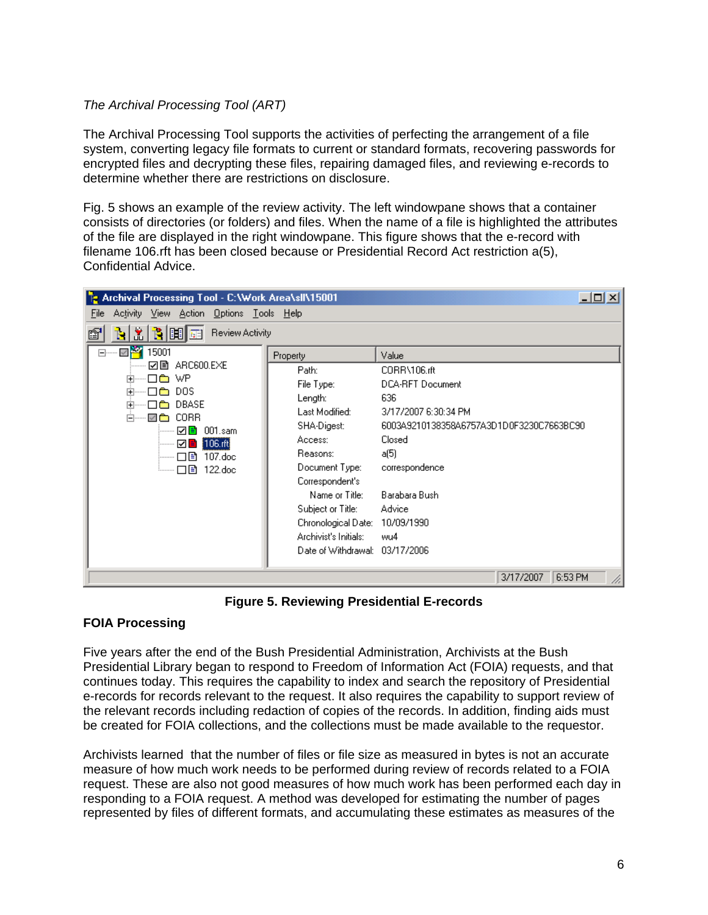*The Archival Processing Tool (ART)*

The Archival Processing Tool supports the activities of perfecting the arrangement of a file system, converting legacy file formats to current or standard formats, recovering passwords for encrypted files and decrypting these files, repairing damaged files, and reviewing e-records to determine whether there are restrictions on disclosure.

Fig. 5 shows an example of the review activity. The left windowpane shows that a container consists of directories (or folders) and files. When the name of a file is highlighted the attributes of the file are displayed in the right windowpane. This figure shows that the e-record with filename 106.rft has been closed because or Presidential Record Act restriction a(5), Confidential Advice.

**Figure 5. Reviewing Presidential E-records**

**FOIA Processing**

Five years after the end of the Bush Presidential Administration, Archivists at the Bush Presidential Library began to respond to Freedom of Information Act (FOIA) requests, and that continues today. This requires the capability to index and search the repository of Presidential e-records for records relevant to the request. It also requires the capability to support review of the relevant records including redaction of copies of the records. In addition, finding aids must be created for FOIA collections, and the collections must be made available to the requestor.

Archivists learned that the number of files or file size as measured in bytes is not an accurate measure of how much work needs to be performed during review of records related to a FOIA request. These are also not good measures of how much work has been performed each day in responding to a FOIA request. A method was developed for estimating the number of pages represented by files of different formats, and accumulating these estimates as measures of the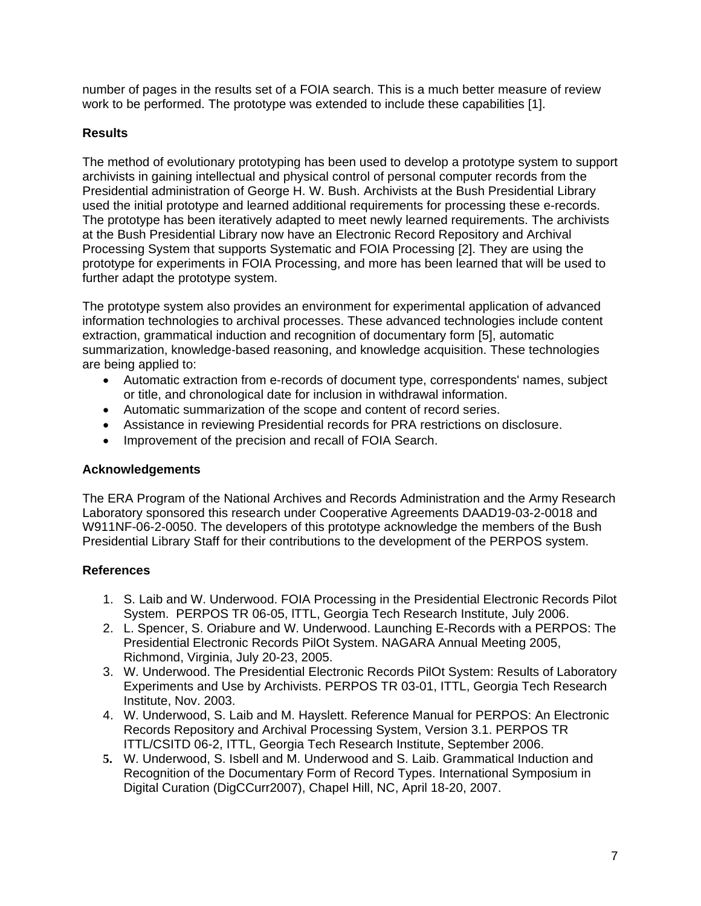number of pages in the results set of a FOIA search. This is a much better measure of review work to be performed. The prototype was extended to include these capabilities [1].

### Results

The method of evolutionary prototyping has been used to develop a prototype system to support archivists in gaining intellectual and physical control of personal computer records from the Presidential administration of George H. W. Bush. Archivists at the Bush Presidential Library used the initial prototype and learned additional requirements for processing these e-records. The prototype has been iteratively adapted to meet newly learned requirements. The archivists at the Bush Presidential Library now have an Electronic Record Repository and Archival Processing System that supports Systematic and FOIA Processing [2]. They are using the prototype for experiments in FOIA Processing, and more has been learned that will be used to further adapt the prototype system.

The prototype system also provides an environment for experimental application of advanced information technologies to archival processes. These advanced technologies include content extraction, grammatical induction and recognition of documentary form [5], automatic summarization, knowledge-based reasoning, and knowledge acquisition. These technologies are being applied to:

- Automatic extraction from e-records of document type, correspondents' names, subject or title, and chronological date for inclusion in withdrawal information.
- Automatic summarization of the scope and content of record series.
- Assistance in reviewing Presidential records for PRA restrictions on disclosure.
- Improvement of the precision and recall of FOIA Search.

### Acknowledgements

The ERA Program of the National Archives and Records Administration and the Army Research Laboratory sponsored this research under Cooperative Agreements DAAD19-03-2-0018 and W911NF-06-2-0050. The developers of this prototype acknowledge the members of the Bush Presidential Library Staff for their contributions to the development of the PERPOS system.

### References

1. S. Laib and W. Underwood. FOIA Processing in the Presidential Electronic Records Pilot System. PERPOS TR 06-05, ITTL, Georgia Tech Research Institute, July 2006.
2. L. Spencer, S. Oriabure and W. Underwood. Launching E-Records with a PERPOS: The Presidential Electronic Records PilOt System. NAGARA Annual Meeting 2005, Richmond, Virginia, July 20-23, 2005.
3. W. Underwood. The Presidential Electronic Records PilOt System: Results of Laboratory Experiments and Use by Archivists. PERPOS TR 03-01, ITTL, Georgia Tech Research Institute, Nov. 2003.
4. W. Underwood, S. Laib and M. Hayslett. Reference Manual for PERPOS: An Electronic Records Repository and Archival Processing System, Version 3.1. PERPOS TR ITTL/CSITD 06-2, ITTL, Georgia Tech Research Institute, September 2006.
5. W. Underwood, S. Isbell and M. Underwood and S. Laib. Grammatical Induction and Recognition of the Documentary Form of Record Types. International Symposium in Digital Curation (DigCCurr2007), Chapel Hill, NC, April 18-20, 2007.